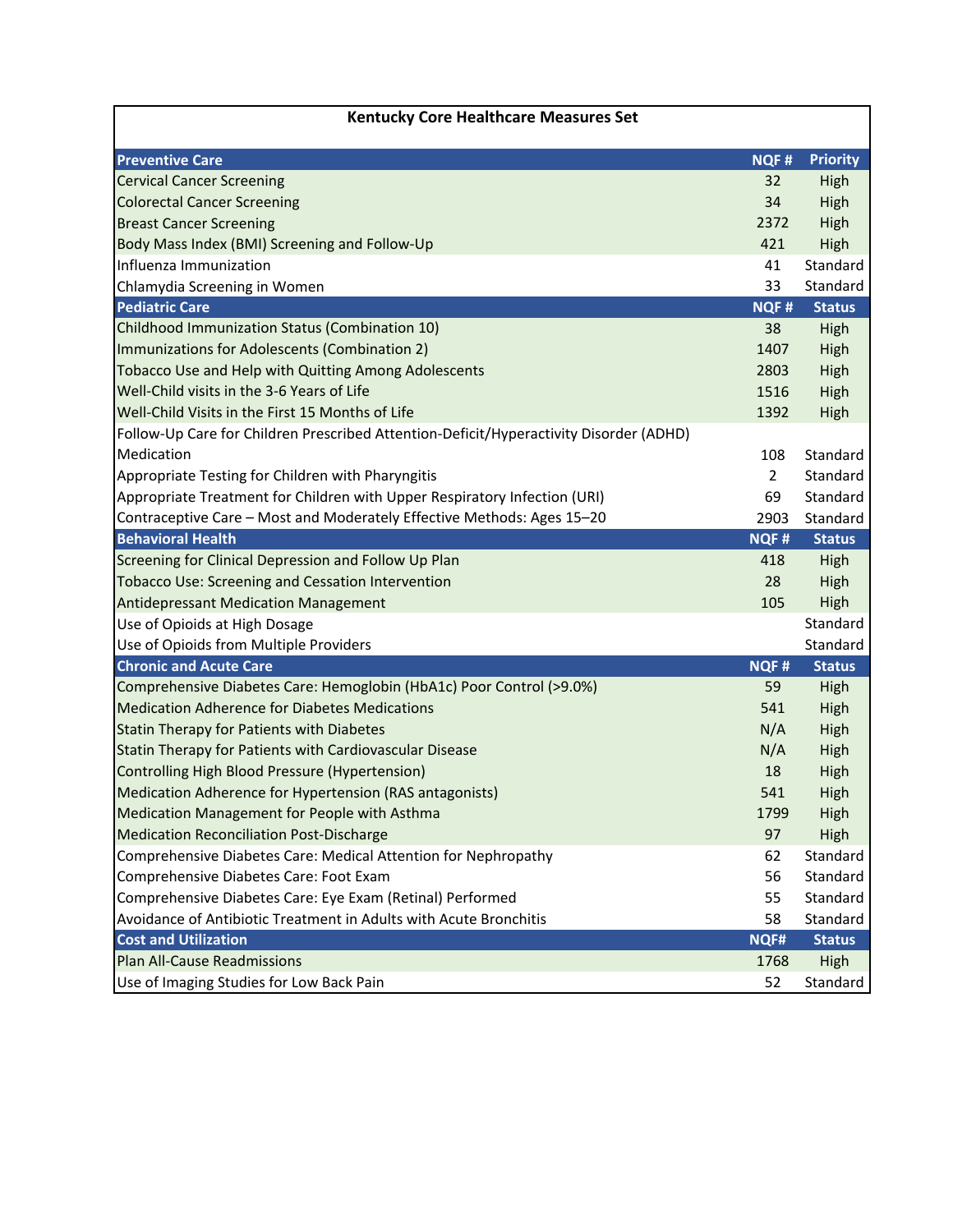# Kentucky Core Healthcare Measures Set

| Preventive Care | NQF # | Priority |
| --- | --- | --- |
| Cervical Cancer Screening | 32 | High |
| Colorectal Cancer Screening | 34 | High |
| Breast Cancer Screening | 2372 | High |
| Body Mass Index (BMI) Screening and Follow-Up | 421 | High |
| Influenza Immunization | 41 | Standard |
| Chlamydia Screening in Women | 33 | Standard |
| **Pediatric Care** | **NQF #** | **Status** |
| Childhood Immunization Status (Combination 10) | 38 | High |
| Immunizations for Adolescents (Combination 2) | 1407 | High |
| Tobacco Use and Help with Quitting Among Adolescents | 2803 | High |
| Well-Child visits in the 3-6 Years of Life | 1516 | High |
| Well-Child Visits in the First 15 Months of Life | 1392 | High |
| Follow-Up Care for Children Prescribed Attention-Deficit/Hyperactivity Disorder (ADHD) Medication | 108 | Standard |
| Appropriate Testing for Children with Pharyngitis | 2 | Standard |
| Appropriate Treatment for Children with Upper Respiratory Infection (URI) | 69 | Standard |
| Contraceptive Care – Most and Moderately Effective Methods: Ages 15–20 | 2903 | Standard |
| **Behavioral Health** | **NQF #** | **Status** |
| Screening for Clinical Depression and Follow Up Plan | 418 | High |
| Tobacco Use: Screening and Cessation Intervention | 28 | High |
| Antidepressant Medication Management | 105 | High |
| Use of Opioids at High Dosage | | Standard |
| Use of Opioids from Multiple Providers | | Standard |
| **Chronic and Acute Care** | **NQF #** | **Status** |
| Comprehensive Diabetes Care: Hemoglobin (HbA1c) Poor Control (>9.0%) | 59 | High |
| Medication Adherence for Diabetes Medications | 541 | High |
| Statin Therapy for Patients with Diabetes | N/A | High |
| Statin Therapy for Patients with Cardiovascular Disease | N/A | High |
| Controlling High Blood Pressure (Hypertension) | 18 | High |
| Medication Adherence for Hypertension (RAS antagonists) | 541 | High |
| Medication Management for People with Asthma | 1799 | High |
| Medication Reconciliation Post-Discharge | 97 | High |
| Comprehensive Diabetes Care: Medical Attention for Nephropathy | 62 | Standard |
| Comprehensive Diabetes Care: Foot Exam | 56 | Standard |
| Comprehensive Diabetes Care: Eye Exam (Retinal) Performed | 55 | Standard |
| Avoidance of Antibiotic Treatment in Adults with Acute Bronchitis | 58 | Standard |
| **Cost and Utilization** | **NQF#** | **Status** |
| Plan All-Cause Readmissions | 1768 | High |
| Use of Imaging Studies for Low Back Pain | 52 | Standard |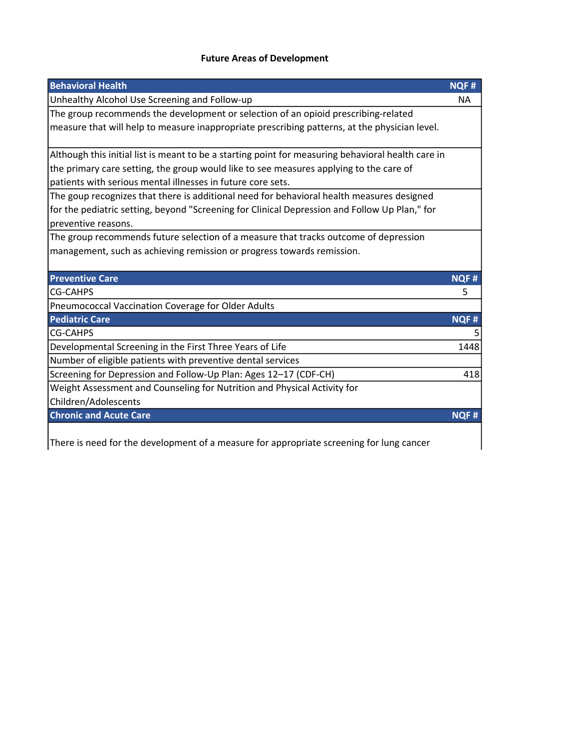**Future Areas of Development**

| Behavioral Health | NQF # |
| --- | --- |
| Unhealthy Alcohol Use Screening and Follow-up | NA |
| The group recommends the development or selection of an opioid prescribing-related measure that will help to measure inappropriate prescribing patterns, at the physician level. | |
| Although this initial list is meant to be a starting point for measuring behavioral health care in the primary care setting, the group would like to see measures applying to the care of patients with serious mental illnesses in future core sets. | |
| The goup recognizes that there is additional need for behavioral health measures designed for the pediatric setting, beyond "Screening for Clinical Depression and Follow Up Plan," for preventive reasons. | |
| The group recommends future selection of a measure that tracks outcome of depression management, such as achieving remission or progress towards remission. | |
| **Preventive Care** | **NQF #** |
| CG-CAHPS | 5 |
| Pneumococcal Vaccination Coverage for Older Adults | |
| **Pediatric Care** | **NQF #** |
| CG-CAHPS | 5 |
| Developmental Screening in the First Three Years of Life | 1448 |
| Number of eligible patients with preventive dental services | |
| Screening for Depression and Follow-Up Plan: Ages 12–17 (CDF-CH) | 418 |
| Weight Assessment and Counseling for Nutrition and Physical Activity for Children/Adolescents | |
| **Chronic and Acute Care** | **NQF #** |
| There is need for the development of a measure for appropriate screening for lung cancer | |